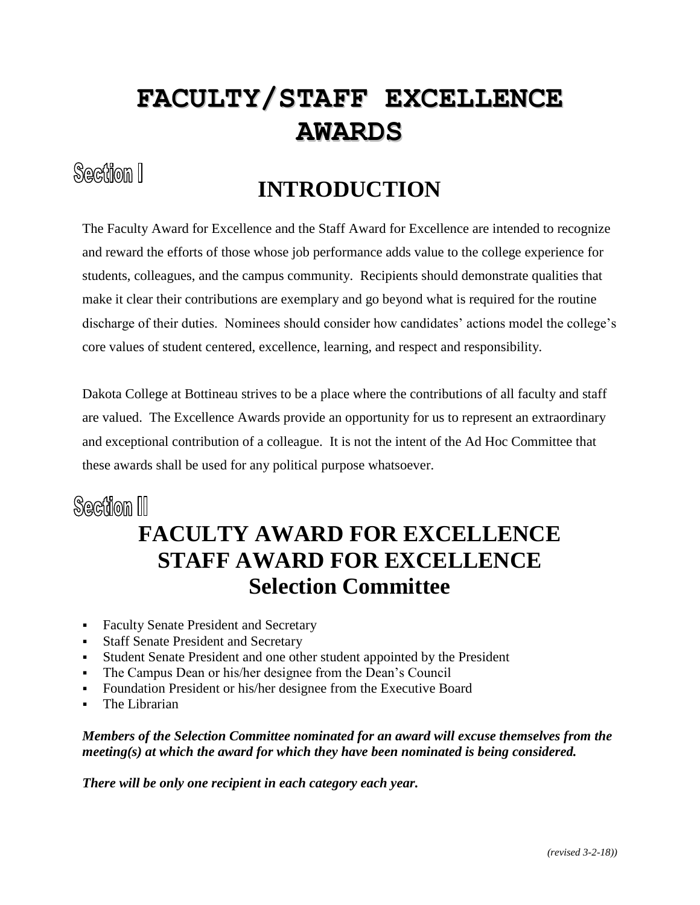# FACULTY/STAFF EXCELLENCE AWARDS

## Section I

## INTRODUCTION

The Faculty Award for Excellence and the Staff Award for Excellence are intended to recognize and reward the efforts of those whose job performance adds value to the college experience for students, colleagues, and the campus community. Recipients should demonstrate qualities that make it clear their contributions are exemplary and go beyond what is required for the routine discharge of their duties. Nominees should consider how candidates' actions model the college's core values of student centered, excellence, learning, and respect and responsibility.

Dakota College at Bottineau strives to be a place where the contributions of all faculty and staff are valued. The Excellence Awards provide an opportunity for us to represent an extraordinary and exceptional contribution of a colleague. It is not the intent of the Ad Hoc Committee that these awards shall be used for any political purpose whatsoever.

## Section II

## FACULTY AWARD FOR EXCELLENCE
## STAFF AWARD FOR EXCELLENCE
## Selection Committee

- Faculty Senate President and Secretary
- Staff Senate President and Secretary
- Student Senate President and one other student appointed by the President
- The Campus Dean or his/her designee from the Dean's Council
- Foundation President or his/her designee from the Executive Board
- The Librarian

***Members of the Selection Committee nominated for an award will excuse themselves from the meeting(s) at which the award for which they have been nominated is being considered.***

***There will be only one recipient in each category each year.***

*(revised 3-2-18))*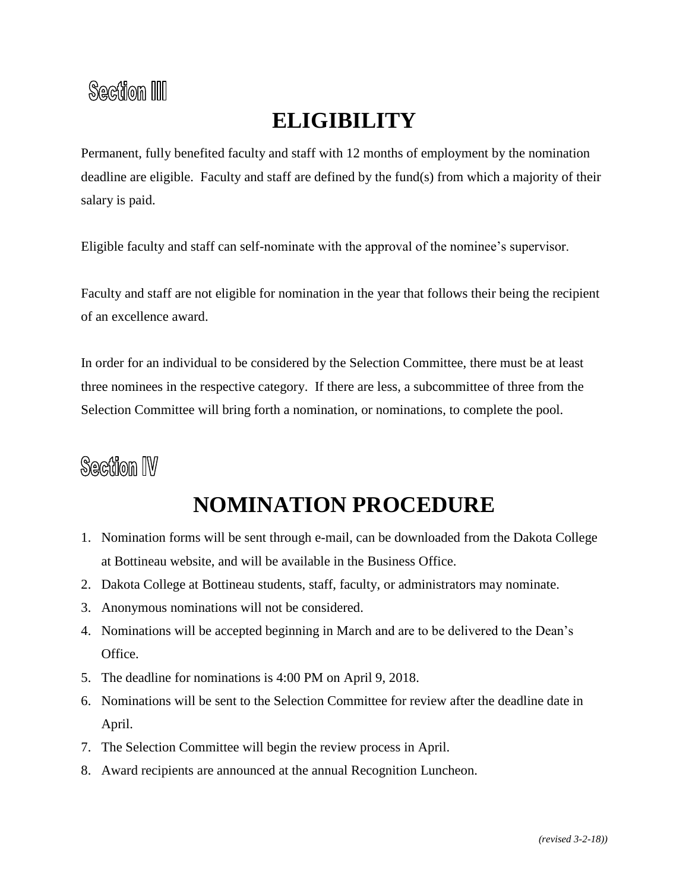## Section III

# ELIGIBILITY

Permanent, fully benefited faculty and staff with 12 months of employment by the nomination deadline are eligible. Faculty and staff are defined by the fund(s) from which a majority of their salary is paid.

Eligible faculty and staff can self-nominate with the approval of the nominee's supervisor.

Faculty and staff are not eligible for nomination in the year that follows their being the recipient of an excellence award.

In order for an individual to be considered by the Selection Committee, there must be at least three nominees in the respective category. If there are less, a subcommittee of three from the Selection Committee will bring forth a nomination, or nominations, to complete the pool.

## Section IV

# NOMINATION PROCEDURE

1. Nomination forms will be sent through e-mail, can be downloaded from the Dakota College at Bottineau website, and will be available in the Business Office.
2. Dakota College at Bottineau students, staff, faculty, or administrators may nominate.
3. Anonymous nominations will not be considered.
4. Nominations will be accepted beginning in March and are to be delivered to the Dean's Office.
5. The deadline for nominations is 4:00 PM on April 9, 2018.
6. Nominations will be sent to the Selection Committee for review after the deadline date in April.
7. The Selection Committee will begin the review process in April.
8. Award recipients are announced at the annual Recognition Luncheon.

*(revised 3-2-18))*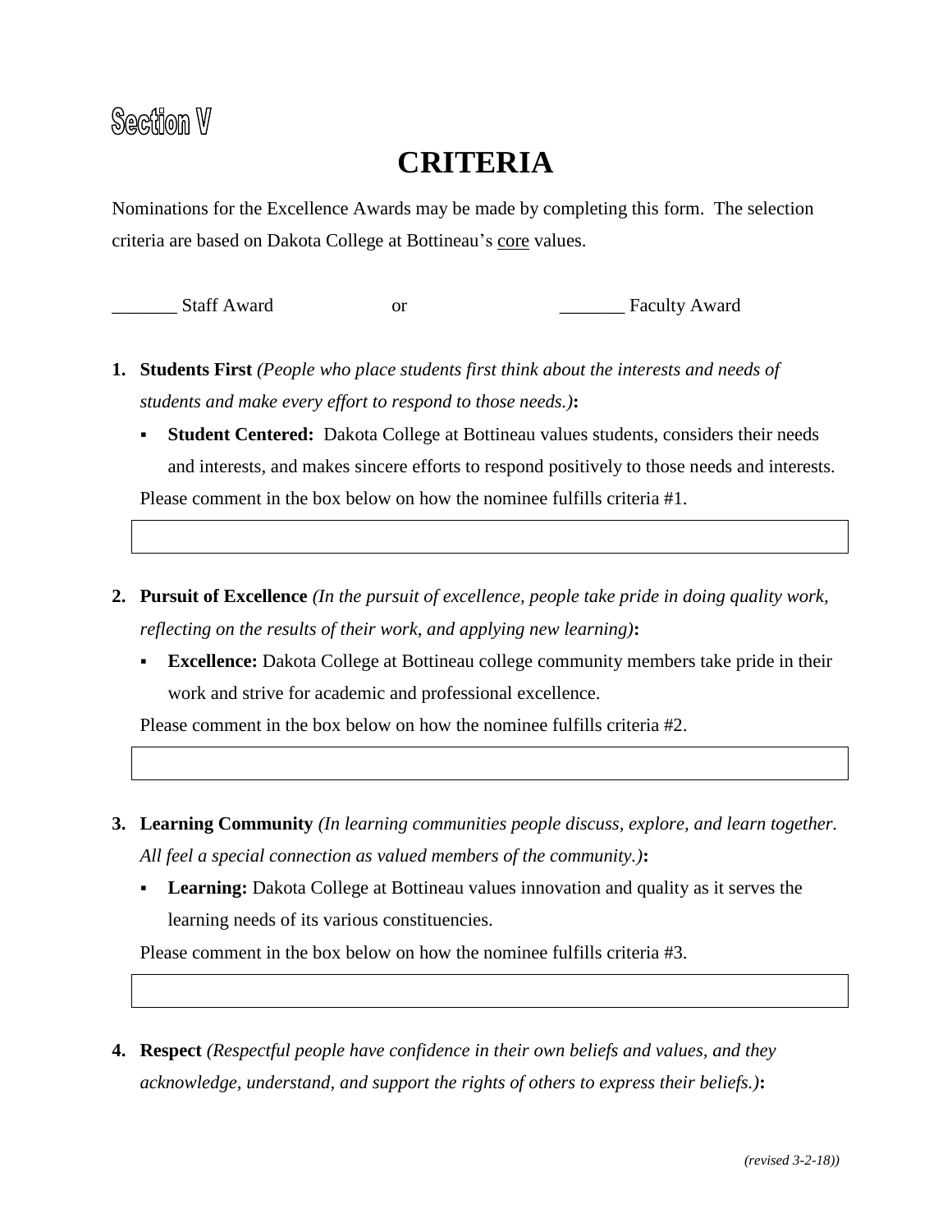# Section V

# CRITERIA

Nominations for the Excellence Awards may be made by completing this form. The selection criteria are based on Dakota College at Bottineau's <u>core</u> values.

_______ Staff Award or _______ Faculty Award

1. **Students First** *(People who place students first think about the interests and needs of students and make every effort to respond to those needs.)***:**
   - **Student Centered:** Dakota College at Bottineau values students, considers their needs and interests, and makes sincere efforts to respond positively to those needs and interests.

   Please comment in the box below on how the nominee fulfills criteria #1.

2. **Pursuit of Excellence** *(In the pursuit of excellence, people take pride in doing quality work, reflecting on the results of their work, and applying new learning)***:**
   - **Excellence:** Dakota College at Bottineau college community members take pride in their work and strive for academic and professional excellence.

   Please comment in the box below on how the nominee fulfills criteria #2.

3. **Learning Community** *(In learning communities people discuss, explore, and learn together. All feel a special connection as valued members of the community.)***:**
   - **Learning:** Dakota College at Bottineau values innovation and quality as it serves the learning needs of its various constituencies.

   Please comment in the box below on how the nominee fulfills criteria #3.

4. **Respect** *(Respectful people have confidence in their own beliefs and values, and they acknowledge, understand, and support the rights of others to express their beliefs.)***:**

*(revised 3-2-18))*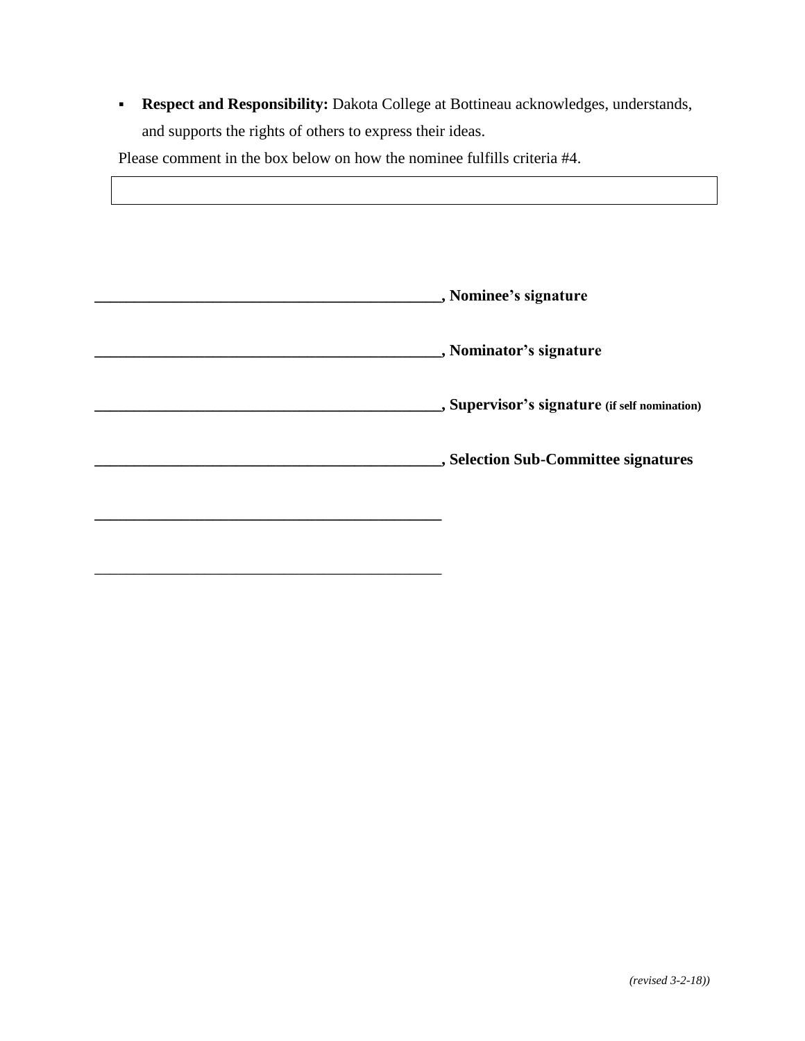- **Respect and Responsibility:** Dakota College at Bottineau acknowledges, understands, and supports the rights of others to express their ideas.

Please comment in the box below on how the nominee fulfills criteria #4.

| |
|---|
| |

**_____________________________________________, Nominee's signature**

**_____________________________________________, Nominator's signature**

**_____________________________________________, Supervisor's signature (if self nomination)**

**_____________________________________________, Selection Sub-Committee signatures**

**_____________________________________________**

_____________________________________________

*(revised 3-2-18))*